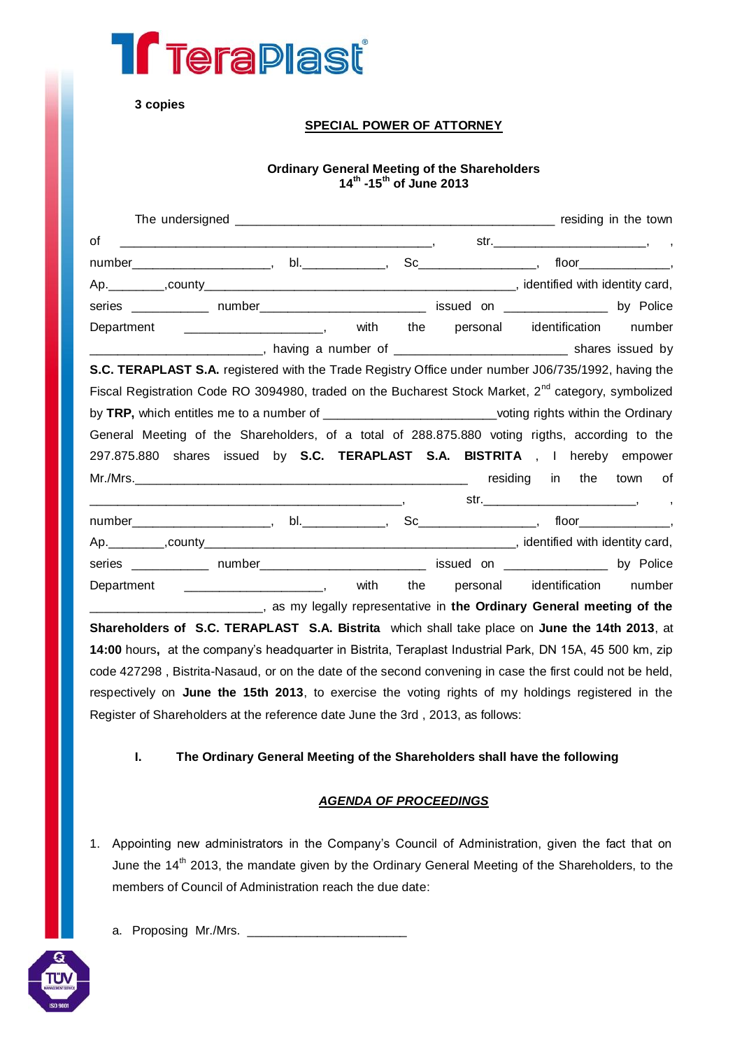3 copies

**SPECIAL POWER OF ATTORNEY**

**Ordinary General Meeting of the Shareholders**
**14th -15th of June 2013**

The undersigned _____________________________________________ residing in the town of ____________________________________________, str.______________________, , number____________________, bl.____________, Sc_________________, floor_____________, Ap.________,county_____________________________________________, identified with identity card, series ___________ number________________________ issued on _______________ by Police Department ____________________, with the personal identification number _________________________, having a number of ________________________ shares issued by **S.C. TERAPLAST S.A.** registered with the Trade Registry Office under number J06/735/1992, having the Fiscal Registration Code RO 3094980, traded on the Bucharest Stock Market, 2nd category, symbolized by **TRP,** which entitles me to a number of ________________________voting rights within the Ordinary General Meeting of the Shareholders, of a total of 288.875.880 voting rigths, according to the 297.875.880 shares issued by **S.C. TERAPLAST S.A. BISTRITA** , I hereby empower Mr./Mrs.__________________________________________________ residing in the town of ______________________________________________, str.______________________, , number____________________, bl.____________, Sc_________________, floor_____________, Ap.________,county_____________________________________________, identified with identity card, series ___________ number________________________ issued on _______________ by Police Department ____________________, with the personal identification number _________________________, as my legally representative in **the Ordinary General meeting of the Shareholders of S.C. TERAPLAST S.A. Bistrita** which shall take place on **June the 14th 2013**, at **14:00** hours**,** at the company's headquarter in Bistrita, Teraplast Industrial Park, DN 15A, 45 500 km, zip code 427298 , Bistrita-Nasaud, or on the date of the second convening in case the first could not be held, respectively on **June the 15th 2013**, to exercise the voting rights of my holdings registered in the Register of Shareholders at the reference date June the 3rd , 2013, as follows:

**I. The Ordinary General Meeting of the Shareholders shall have the following**

***AGENDA OF PROCEEDINGS***

1. Appointing new administrators in the Company's Council of Administration, given the fact that on June the 14th 2013, the mandate given by the Ordinary General Meeting of the Shareholders, to the members of Council of Administration reach the due date:

   a. Proposing Mr./Mrs. _______________________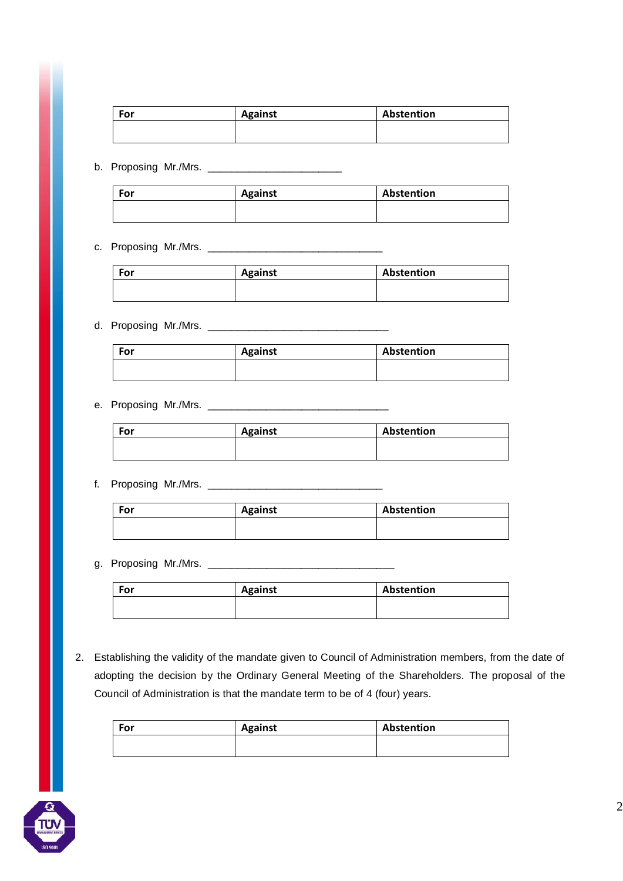| For | Against | Abstention |
|---|---|---|
| | | |

b. Proposing Mr./Mrs. ______________________

| For | Against | Abstention |
|---|---|---|
| | | |

c. Proposing Mr./Mrs. _____________________________

| For | Against | Abstention |
|---|---|---|
| | | |

d. Proposing Mr./Mrs. ______________________________

| For | Against | Abstention |
|---|---|---|
| | | |

e. Proposing Mr./Mrs. ______________________________

| For | Against | Abstention |
|---|---|---|
| | | |

f. Proposing Mr./Mrs. _____________________________

| For | Against | Abstention |
|---|---|---|
| | | |

g. Proposing Mr./Mrs. _______________________________

| For | Against | Abstention |
|---|---|---|
| | | |

2. Establishing the validity of the mandate given to Council of Administration members, from the date of adopting the decision by the Ordinary General Meeting of the Shareholders. The proposal of the Council of Administration is that the mandate term to be of 4 (four) years.

| For | Against | Abstention |
|---|---|---|
| | | |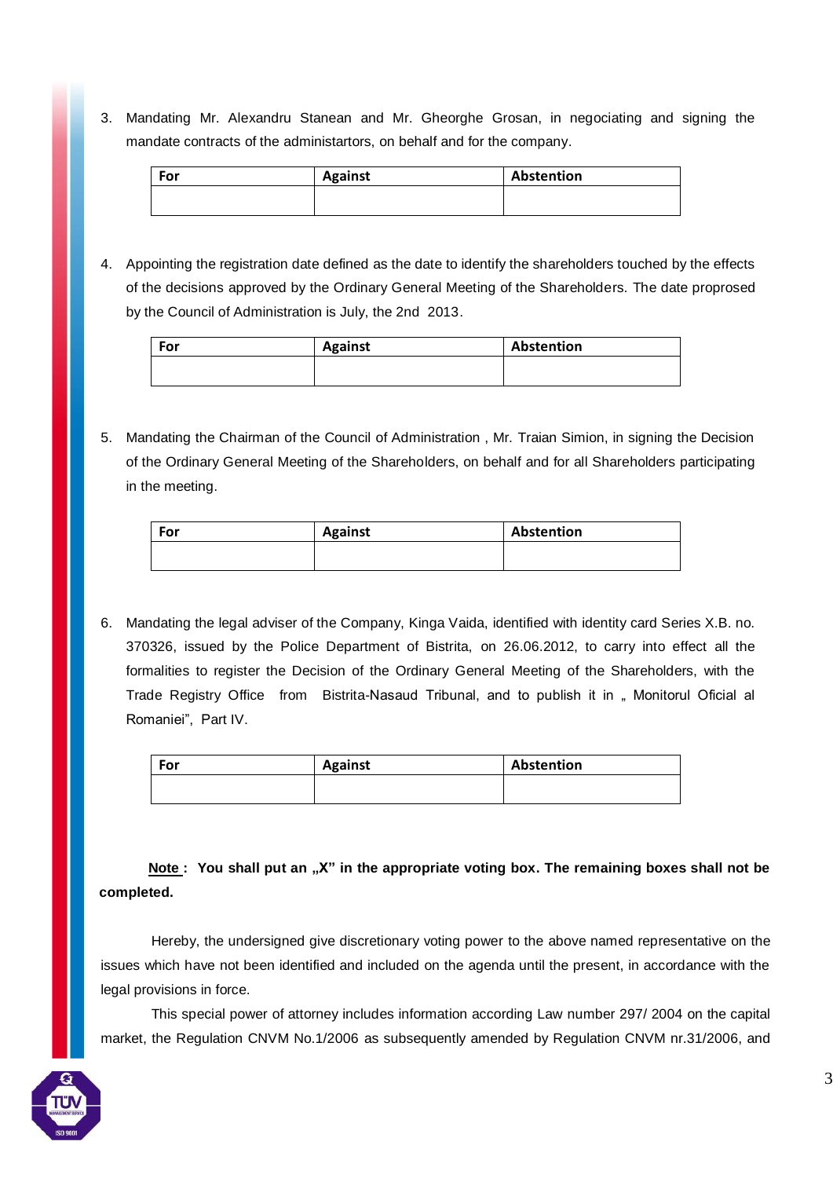3. Mandating Mr. Alexandru Stanean and Mr. Gheorghe Grosan, in negociating and signing the mandate contracts of the administartors, on behalf and for the company.

| For | Against | Abstention |
|---|---|---|
| | | |

4. Appointing the registration date defined as the date to identify the shareholders touched by the effects of the decisions approved by the Ordinary General Meeting of the Shareholders. The date proprosed by the Council of Administration is July, the 2nd 2013.

| For | Against | Abstention |
|---|---|---|
| | | |

5. Mandating the Chairman of the Council of Administration , Mr. Traian Simion, in signing the Decision of the Ordinary General Meeting of the Shareholders, on behalf and for all Shareholders participating in the meeting.

| For | Against | Abstention |
|---|---|---|
| | | |

6. Mandating the legal adviser of the Company, Kinga Vaida, identified with identity card Series X.B. no. 370326, issued by the Police Department of Bistrita, on 26.06.2012, to carry into effect all the formalities to register the Decision of the Ordinary General Meeting of the Shareholders, with the Trade Registry Office from Bistrita-Nasaud Tribunal, and to publish it in „ Monitorul Oficial al Romaniei", Part IV.

| For | Against | Abstention |
|---|---|---|
| | | |

**Note : You shall put an „X" in the appropriate voting box. The remaining boxes shall not be completed.**

Hereby, the undersigned give discretionary voting power to the above named representative on the issues which have not been identified and included on the agenda until the present, in accordance with the legal provisions in force.

This special power of attorney includes information according Law number 297/ 2004 on the capital market, the Regulation CNVM No.1/2006 as subsequently amended by Regulation CNVM nr.31/2006, and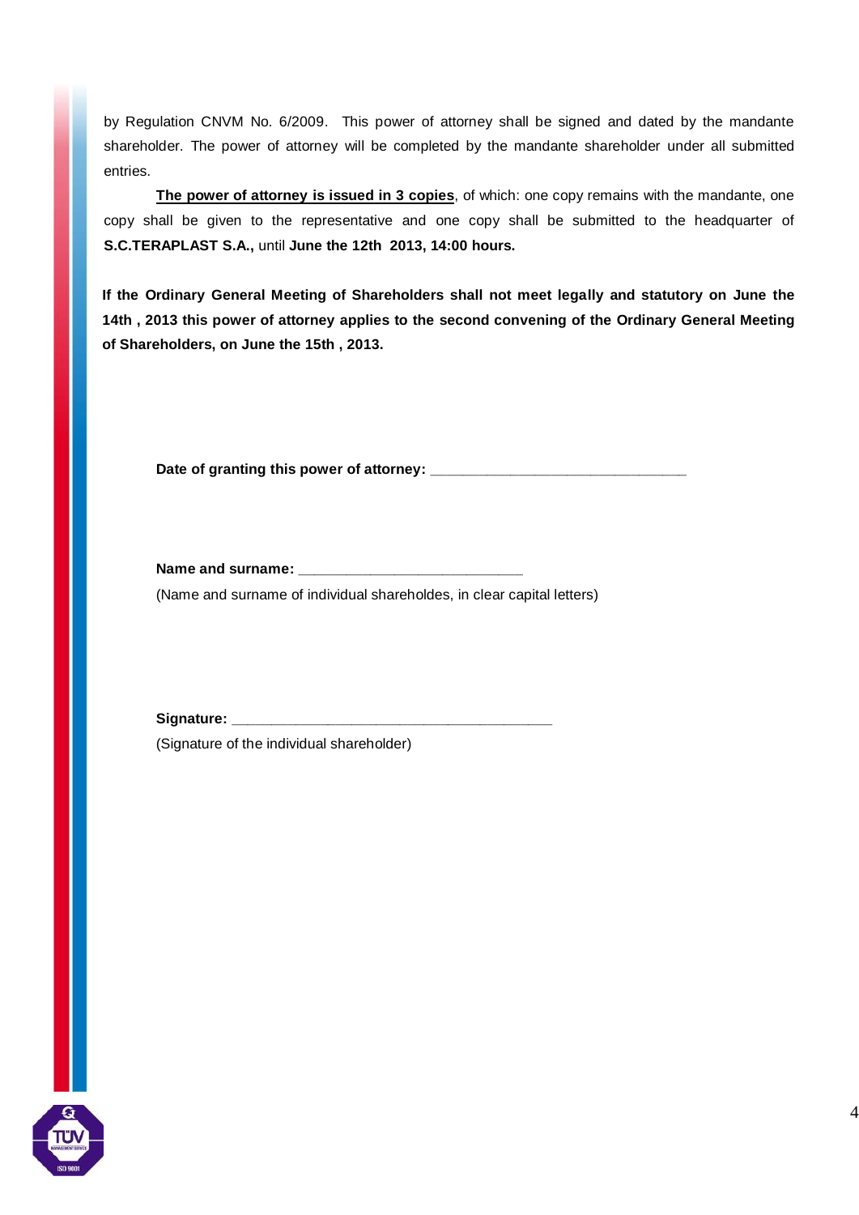by Regulation CNVM No. 6/2009. This power of attorney shall be signed and dated by the mandante shareholder. The power of attorney will be completed by the mandante shareholder under all submitted entries.

**The power of attorney is issued in 3 copies**, of which: one copy remains with the mandante, one copy shall be given to the representative and one copy shall be submitted to the headquarter of **S.C.TERAPLAST S.A.,** until **June the 12th 2013, 14:00 hours.**

**If the Ordinary General Meeting of Shareholders shall not meet legally and statutory on June the 14th , 2013 this power of attorney applies to the second convening of the Ordinary General Meeting of Shareholders, on June the 15th , 2013.**

**Date of granting this power of attorney: ________________________________**

**Name and surname: ____________________________**

(Name and surname of individual shareholdes, in clear capital letters)

**Signature: ________________________________________**

(Signature of the individual shareholder)